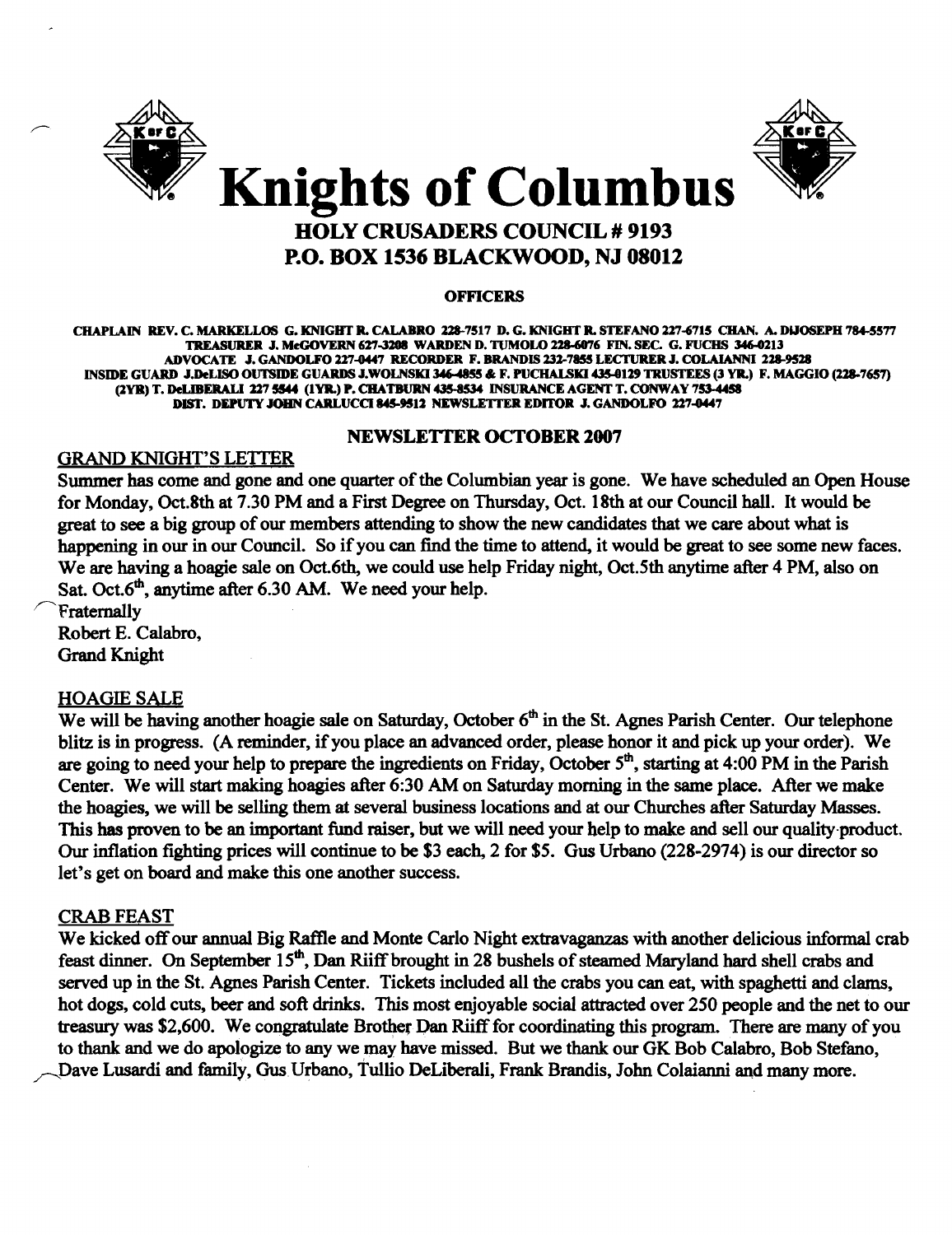# Knights of Columbus

## HOLY CRUSADERS COUNCIL # 9193
## P.O. BOX 1536 BLACKWOOD, NJ 08012

**OFFICERS**

**CHAPLAIN REV. C. MARKELLOS G. KNIGHT R. CALABRO 228-7517 D. G. KNIGHT R. STEFANO 227-6715 CHAN. A. DIJOSEPH 784-5577 TREASURER J. McGOVERN 627-3208 WARDEN D. TUMOLO 228-6076 FIN. SEC. G. FUCHS 346-0213 ADVOCATE J. GANDOLFO 227-0447 RECORDER F. BRANDIS 232-7855 LECTURER J. COLAIANNI 228-9528 INSIDE GUARD J.DeLISO OUTSIDE GUARDS J.WOLNSKI 346-4855 & F. PUCHALSKI 435-0129 TRUSTEES (3 YR.) F. MAGGIO (228-7657) (2YR) T. DeLIBERALI 227 5544 (1YR.) P. CHATBURN 435-8534 INSURANCE AGENT T. CONWAY 753-4458 DIST. DEPUTY JOHN CARLUCCI 845-9512 NEWSLETTER EDITOR J. GANDOLFO 227-0447**

### NEWSLETTER OCTOBER 2007

GRAND KNIGHT'S LETTER

Summer has come and gone and one quarter of the Columbian year is gone. We have scheduled an Open House for Monday, Oct.8th at 7.30 PM and a First Degree on Thursday, Oct. 18th at our Council hall. It would be great to see a big group of our members attending to show the new candidates that we care about what is happening in our in our Council. So if you can find the time to attend, it would be great to see some new faces. We are having a hoagie sale on Oct.6th, we could use help Friday night, Oct.5th anytime after 4 PM, also on Sat. Oct.6th, anytime after 6.30 AM. We need your help.

Fraternally
Robert E. Calabro,
Grand Knight

HOAGIE SALE

We will be having another hoagie sale on Saturday, October 6th in the St. Agnes Parish Center. Our telephone blitz is in progress. (A reminder, if you place an advanced order, please honor it and pick up your order). We are going to need your help to prepare the ingredients on Friday, October 5th, starting at 4:00 PM in the Parish Center. We will start making hoagies after 6:30 AM on Saturday morning in the same place. After we make the hoagies, we will be selling them at several business locations and at our Churches after Saturday Masses. This has proven to be an important fund raiser, but we will need your help to make and sell our quality product. Our inflation fighting prices will continue to be $3 each, 2 for $5. Gus Urbano (228-2974) is our director so let's get on board and make this one another success.

CRAB FEAST

We kicked off our annual Big Raffle and Monte Carlo Night extravaganzas with another delicious informal crab feast dinner. On September 15th, Dan Riiff brought in 28 bushels of steamed Maryland hard shell crabs and served up in the St. Agnes Parish Center. Tickets included all the crabs you can eat, with spaghetti and clams, hot dogs, cold cuts, beer and soft drinks. This most enjoyable social attracted over 250 people and the net to our treasury was $2,600. We congratulate Brother Dan Riiff for coordinating this program. There are many of you to thank and we do apologize to any we may have missed. But we thank our GK Bob Calabro, Bob Stefano, Dave Lusardi and family, Gus Urbano, Tullio DeLiberali, Frank Brandis, John Colaianni and many more.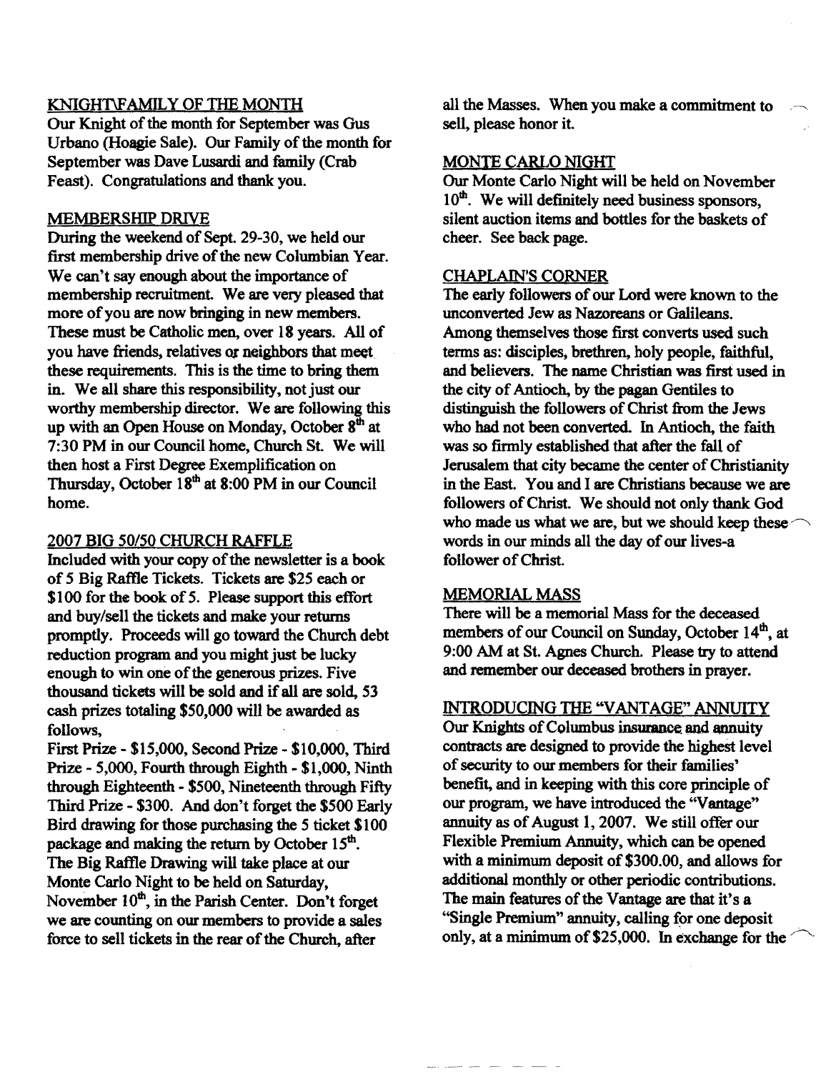## KNIGHT\FAMILY OF THE MONTH

Our Knight of the month for September was Gus Urbano (Hoagie Sale). Our Family of the month for September was Dave Lusardi and family (Crab Feast). Congratulations and thank you.

## MEMBERSHIP DRIVE

During the weekend of Sept. 29-30, we held our first membership drive of the new Columbian Year. We can't say enough about the importance of membership recruitment. We are very pleased that more of you are now bringing in new members. These must be Catholic men, over 18 years. All of you have friends, relatives or neighbors that meet these requirements. This is the time to bring them in. We all share this responsibility, not just our worthy membership director. We are following this up with an Open House on Monday, October 8th at 7:30 PM in our Council home, Church St. We will then host a First Degree Exemplification on Thursday, October 18th at 8:00 PM in our Council home.

## 2007 BIG 50/50 CHURCH RAFFLE

Included with your copy of the newsletter is a book of 5 Big Raffle Tickets. Tickets are $25 each or $100 for the book of 5. Please support this effort and buy/sell the tickets and make your returns promptly. Proceeds will go toward the Church debt reduction program and you might just be lucky enough to win one of the generous prizes. Five thousand tickets will be sold and if all are sold, 53 cash prizes totaling $50,000 will be awarded as follows,

First Prize - $15,000, Second Prize - $10,000, Third Prize - 5,000, Fourth through Eighth - $1,000, Ninth through Eighteenth - $500, Nineteenth through Fifty Third Prize - $300. And don't forget the $500 Early Bird drawing for those purchasing the 5 ticket $100 package and making the return by October 15th. The Big Raffle Drawing will take place at our Monte Carlo Night to be held on Saturday, November 10th, in the Parish Center. Don't forget we are counting on our members to provide a sales force to sell tickets in the rear of the Church, after all the Masses. When you make a commitment to sell, please honor it.

## MONTE CARLO NIGHT

Our Monte Carlo Night will be held on November 10th. We will definitely need business sponsors, silent auction items and bottles for the baskets of cheer. See back page.

## CHAPLAIN'S CORNER

The early followers of our Lord were known to the unconverted Jew as Nazoreans or Galileans. Among themselves those first converts used such terms as: disciples, brethren, holy people, faithful, and believers. The name Christian was first used in the city of Antioch, by the pagan Gentiles to distinguish the followers of Christ from the Jews who had not been converted. In Antioch, the faith was so firmly established that after the fall of Jerusalem that city became the center of Christianity in the East. You and I are Christians because we are followers of Christ. We should not only thank God who made us what we are, but we should keep these words in our minds all the day of our lives-a follower of Christ.

## MEMORIAL MASS

There will be a memorial Mass for the deceased members of our Council on Sunday, October 14th, at 9:00 AM at St. Agnes Church. Please try to attend and remember our deceased brothers in prayer.

## INTRODUCING THE "VANTAGE" ANNUITY

Our Knights of Columbus insurance and annuity contracts are designed to provide the highest level of security to our members for their families' benefit, and in keeping with this core principle of our program, we have introduced the "Vantage" annuity as of August 1, 2007. We still offer our Flexible Premium Annuity, which can be opened with a minimum deposit of $300.00, and allows for additional monthly or other periodic contributions. The main features of the Vantage are that it's a "Single Premium" annuity, calling for one deposit only, at a minimum of $25,000. In exchange for the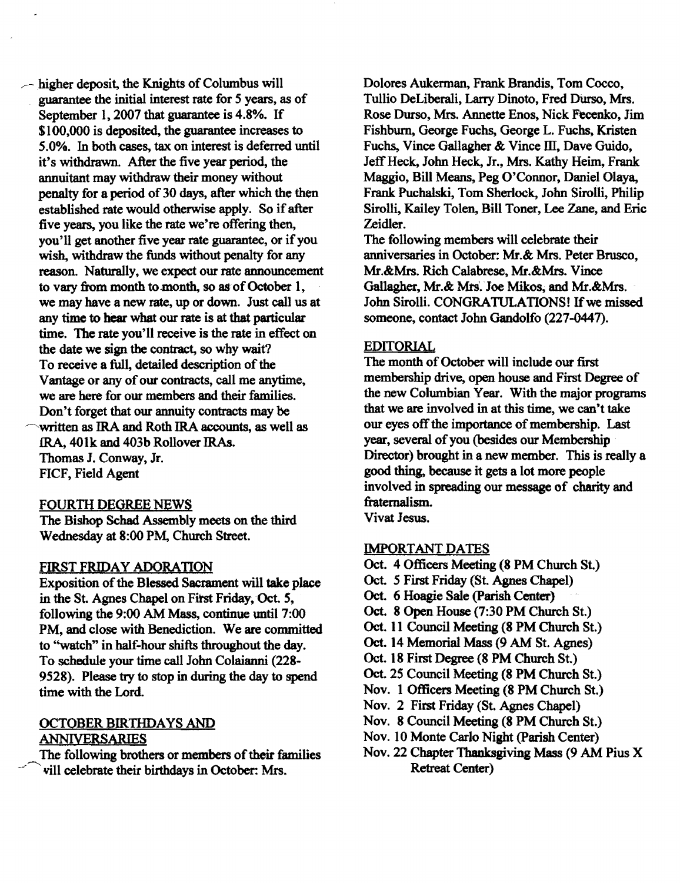higher deposit, the Knights of Columbus will guarantee the initial interest rate for 5 years, as of September 1, 2007 that guarantee is 4.8%. If $100,000 is deposited, the guarantee increases to 5.0%. In both cases, tax on interest is deferred until it's withdrawn. After the five year period, the annuitant may withdraw their money without penalty for a period of 30 days, after which the then established rate would otherwise apply. So if after five years, you like the rate we're offering then, you'll get another five year rate guarantee, or if you wish, withdraw the funds without penalty for any reason. Naturally, we expect our rate announcement to vary from month to month, so as of October 1, we may have a new rate, up or down. Just call us at any time to hear what our rate is at that particular time. The rate you'll receive is the rate in effect on the date we sign the contract, so why wait? To receive a full, detailed description of the Vantage or any of our contracts, call me anytime, we are here for our members and their families. Don't forget that our annuity contracts may be written as IRA and Roth IRA accounts, as well as IRA, 401k and 403b Rollover IRAs.
Thomas J. Conway, Jr.
FICF, Field Agent

## FOURTH DEGREE NEWS

The Bishop Schad Assembly meets on the third Wednesday at 8:00 PM, Church Street.

## FIRST FRIDAY ADORATION

Exposition of the Blessed Sacrament will take place in the St. Agnes Chapel on First Friday, Oct. 5, following the 9:00 AM Mass, continue until 7:00 PM, and close with Benediction. We are committed to "watch" in half-hour shifts throughout the day. To schedule your time call John Colaianni (228-9528). Please try to stop in during the day to spend time with the Lord.

## OCTOBER BIRTHDAYS AND ANNIVERSARIES

The following brothers or members of their families will celebrate their birthdays in October: Mrs. Dolores Aukerman, Frank Brandis, Tom Cocco, Tullio DeLiberali, Larry Dinoto, Fred Durso, Mrs. Rose Durso, Mrs. Annette Enos, Nick Fecenko, Jim Fishburn, George Fuchs, George L. Fuchs, Kristen Fuchs, Vince Gallagher & Vince III, Dave Guido, Jeff Heck, John Heck, Jr., Mrs. Kathy Heim, Frank Maggio, Bill Means, Peg O'Connor, Daniel Olaya, Frank Puchalski, Tom Sherlock, John Sirolli, Philip Sirolli, Kailey Tolen, Bill Toner, Lee Zane, and Eric Zeidler.

The following members will celebrate their anniversaries in October: Mr.& Mrs. Peter Brusco, Mr.&Mrs. Rich Calabrese, Mr.&Mrs. Vince Gallagher, Mr.& Mrs. Joe Mikos, and Mr.&Mrs. John Sirolli. CONGRATULATIONS! If we missed someone, contact John Gandolfo (227-0447).

## EDITORIAL

The month of October will include our first membership drive, open house and First Degree of the new Columbian Year. With the major programs that we are involved in at this time, we can't take our eyes off the importance of membership. Last year, several of you (besides our Membership Director) brought in a new member. This is really a good thing, because it gets a lot more people involved in spreading our message of charity and fraternalism.
Vivat Jesus.

## IMPORTANT DATES

- Oct. 4 Officers Meeting (8 PM Church St.)
- Oct. 5 First Friday (St. Agnes Chapel)
- Oct. 6 Hoagie Sale (Parish Center)
- Oct. 8 Open House (7:30 PM Church St.)
- Oct. 11 Council Meeting (8 PM Church St.)
- Oct. 14 Memorial Mass (9 AM St. Agnes)
- Oct. 18 First Degree (8 PM Church St.)
- Oct. 25 Council Meeting (8 PM Church St.)
- Nov. 1 Officers Meeting (8 PM Church St.)
- Nov. 2 First Friday (St. Agnes Chapel)
- Nov. 8 Council Meeting (8 PM Church St.)
- Nov. 10 Monte Carlo Night (Parish Center)
- Nov. 22 Chapter Thanksgiving Mass (9 AM Pius X Retreat Center)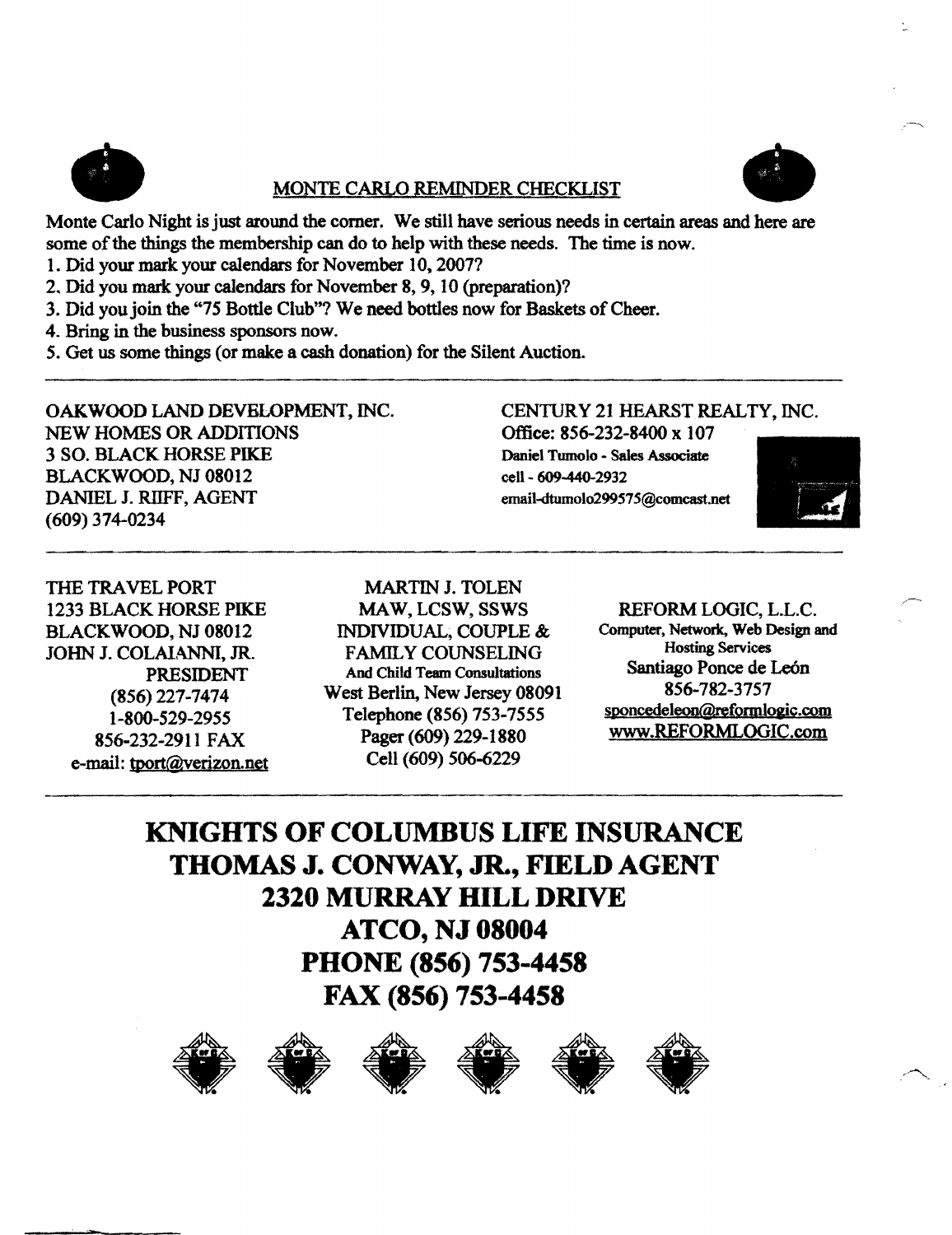## MONTE CARLO REMINDER CHECKLIST

Monte Carlo Night is just around the corner. We still have serious needs in certain areas and here are some of the things the membership can do to help with these needs. The time is now.

1. Did your mark your calendars for November 10, 2007?
2. Did you mark your calendars for November 8, 9, 10 (preparation)?
3. Did you join the "75 Bottle Club"? We need bottles now for Baskets of Cheer.
4. Bring in the business sponsors now.
5. Get us some things (or make a cash donation) for the Silent Auction.

---

OAKWOOD LAND DEVELOPMENT, INC.
NEW HOMES OR ADDITIONS
3 SO. BLACK HORSE PIKE
BLACKWOOD, NJ 08012
DANIEL J. RIIFF, AGENT
(609) 374-0234

CENTURY 21 HEARST REALTY, INC.
Office: 856-232-8400 x 107
Daniel Tumolo - Sales Associate
cell - 609-440-2932
email-dtumolo299575@comcast.net

---

THE TRAVEL PORT
1233 BLACK HORSE PIKE
BLACKWOOD, NJ 08012
JOHN J. COLAIANNI, JR.
PRESIDENT
(856) 227-7474
1-800-529-2955
856-232-2911 FAX
e-mail: tport@verizon.net

MARTIN J. TOLEN
MAW, LCSW, SSWS
INDIVIDUAL, COUPLE &
FAMILY COUNSELING
And Child Team Consultations
West Berlin, New Jersey 08091
Telephone (856) 753-7555
Pager (609) 229-1880
Cell (609) 506-6229

REFORM LOGIC, L.L.C.
Computer, Network, Web Design and Hosting Services
Santiago Ponce de León
856-782-3757
sponcedeleon@reformlogic.com
www.REFORMLOGIC.com

---

**KNIGHTS OF COLUMBUS LIFE INSURANCE**
**THOMAS J. CONWAY, JR., FIELD AGENT**
**2320 MURRAY HILL DRIVE**
**ATCO, NJ 08004**
**PHONE (856) 753-4458**
**FAX (856) 753-4458**